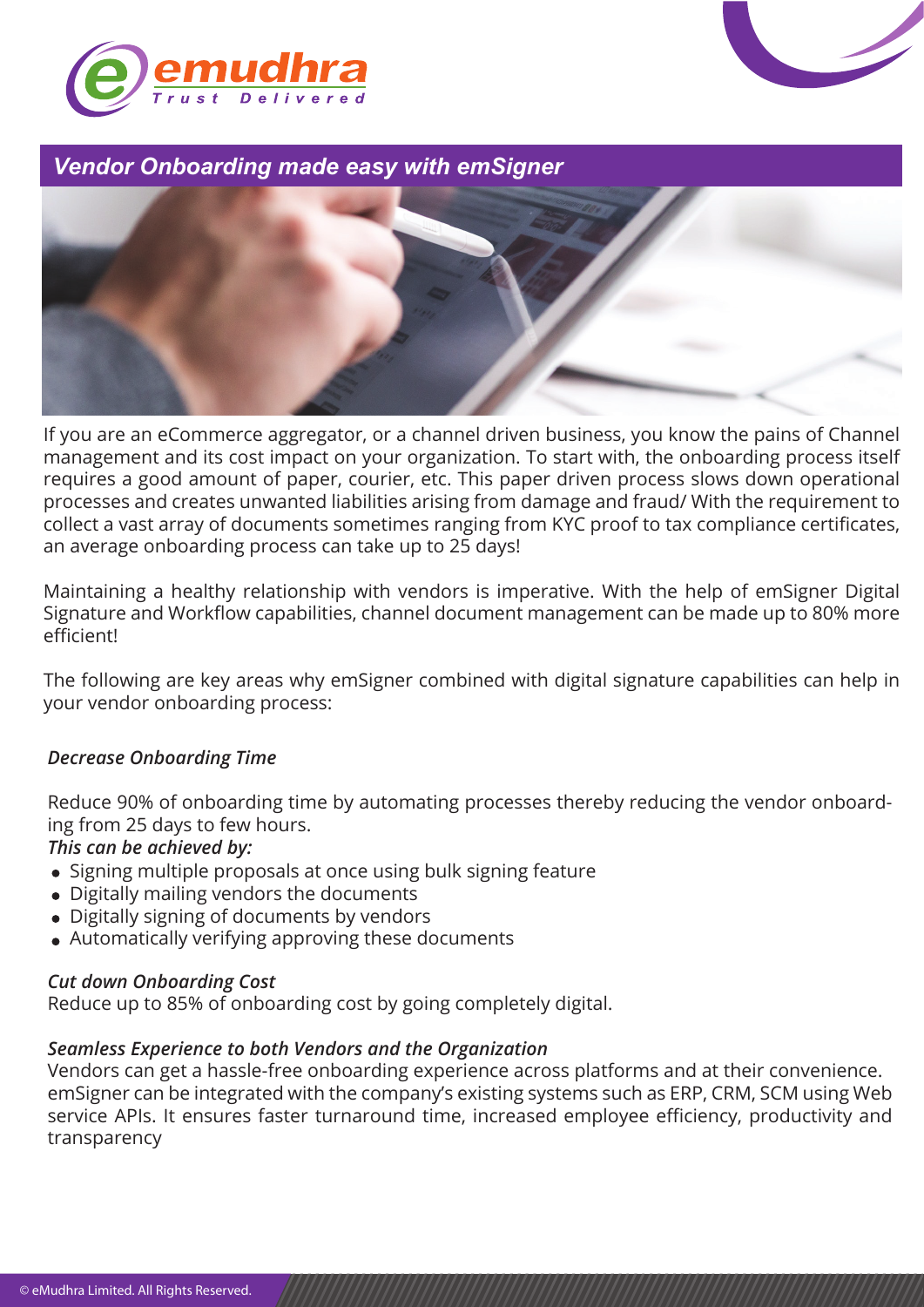# Vendor Onboarding made easy with emSigner

If you are an eCommerce aggregator, or a channel driven business, you know the pains of Channel management and its cost impact on your organization. To start with, the onboarding process itself requires a good amount of paper, courier, etc. This paper driven process slows down operational processes and creates unwanted liabilities arising from damage and fraud/ With the requirement to collect a vast array of documents sometimes ranging from KYC proof to tax compliance certificates, an average onboarding process can take up to 25 days!

Maintaining a healthy relationship with vendors is imperative. With the help of emSigner Digital Signature and Workflow capabilities, channel document management can be made up to 80% more efficient!

The following are key areas why emSigner combined with digital signature capabilities can help in your vendor onboarding process:

### *Decrease Onboarding Time*

Reduce 90% of onboarding time by automating processes thereby reducing the vendor onboarding from 25 days to few hours.

***This can be achieved by:***

- Signing multiple proposals at once using bulk signing feature
- Digitally mailing vendors the documents
- Digitally signing of documents by vendors
- Automatically verifying approving these documents

### *Cut down Onboarding Cost*

Reduce up to 85% of onboarding cost by going completely digital.

### *Seamless Experience to both Vendors and the Organization*

Vendors can get a hassle-free onboarding experience across platforms and at their convenience. emSigner can be integrated with the company's existing systems such as ERP, CRM, SCM using Web service APIs. It ensures faster turnaround time, increased employee efficiency, productivity and transparency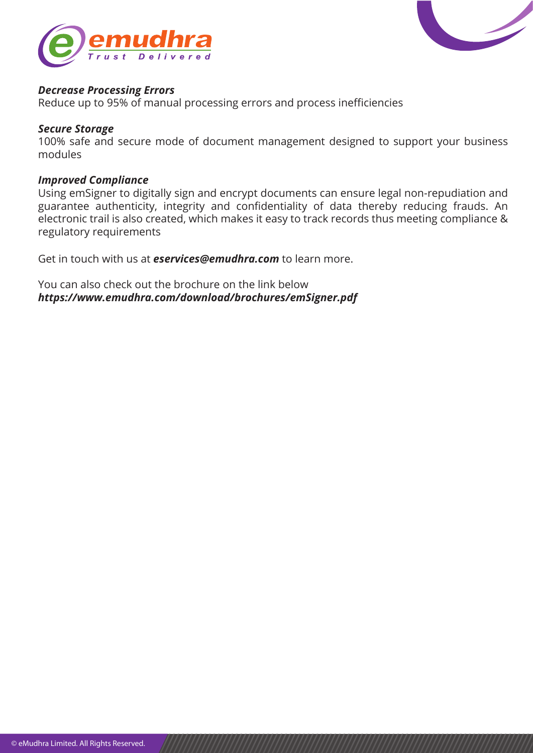***Decrease Processing Errors***
Reduce up to 95% of manual processing errors and process inefficiencies

***Secure Storage***
100% safe and secure mode of document management designed to support your business modules

***Improved Compliance***
Using emSigner to digitally sign and encrypt documents can ensure legal non-repudiation and guarantee authenticity, integrity and confidentiality of data thereby reducing frauds. An electronic trail is also created, which makes it easy to track records thus meeting compliance & regulatory requirements

Get in touch with us at ***eservices@emudhra.com*** to learn more.

You can also check out the brochure on the link below
***https://www.emudhra.com/download/brochures/emSigner.pdf***